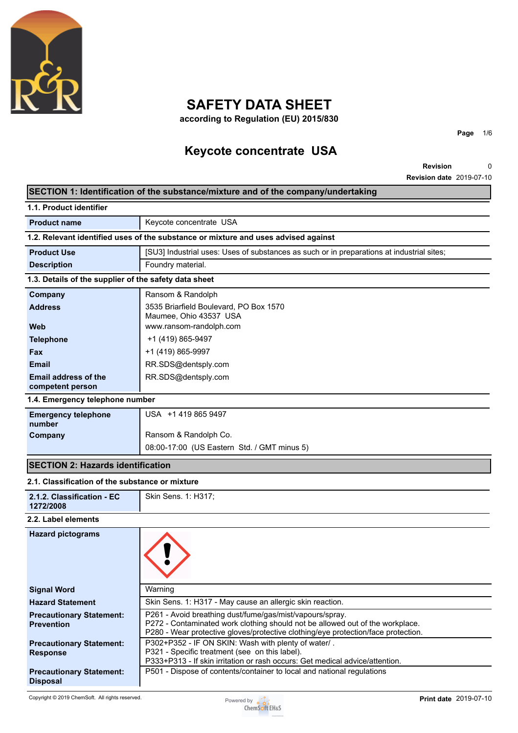# SAFETY DATA SHEET

**according to Regulation (EU) 2015/830**

## Keycote concentrate USA

| **Revision** | 0 |
|---|---|
| **Revision date** | 2019-07-10 |

## SECTION 1: Identification of the substance/mixture and of the company/undertaking

### 1.1. Product identifier

| **Product name** | Keycote concentrate USA |
|---|---|

### 1.2. Relevant identified uses of the substance or mixture and uses advised against

| **Product Use** | [SU3] Industrial uses: Uses of substances as such or in preparations at industrial sites; |
|---|---|
| **Description** | Foundry material. |

### 1.3. Details of the supplier of the safety data sheet

| **Company** | Ransom & Randolph |
|---|---|
| **Address** | 3535 Briarfield Boulevard, PO Box 1570<br>Maumee, Ohio 43537 USA |
| **Web** | www.ransom-randolph.com |
| **Telephone** | +1 (419) 865-9497 |
| **Fax** | +1 (419) 865-9997 |
| **Email** | RR.SDS@dentsply.com |
| **Email address of the competent person** | RR.SDS@dentsply.com |

### 1.4. Emergency telephone number

| **Emergency telephone number** | USA +1 419 865 9497 |
|---|---|
| **Company** | Ransom & Randolph Co.<br>08:00-17:00 (US Eastern Std. / GMT minus 5) |

## SECTION 2: Hazards identification

### 2.1. Classification of the substance or mixture

| **2.1.2. Classification - EC 1272/2008** | Skin Sens. 1: H317; |
|---|---|

### 2.2. Label elements

| **Hazard pictograms** | |
|---|---|
| **Signal Word** | Warning |
| **Hazard Statement** | Skin Sens. 1: H317 - May cause an allergic skin reaction. |
| **Precautionary Statement: Prevention** | P261 - Avoid breathing dust/fume/gas/mist/vapours/spray.<br>P272 - Contaminated work clothing should not be allowed out of the workplace.<br>P280 - Wear protective gloves/protective clothing/eye protection/face protection. |
| **Precautionary Statement: Response** | P302+P352 - IF ON SKIN: Wash with plenty of water/ .<br>P321 - Specific treatment (see on this label).<br>P333+P313 - If skin irritation or rash occurs: Get medical advice/attention. |
| **Precautionary Statement: Disposal** | P501 - Dispose of contents/container to local and national regulations |

Copyright © 2019 ChemSoft. All rights reserved.

**Print date** 2019-07-10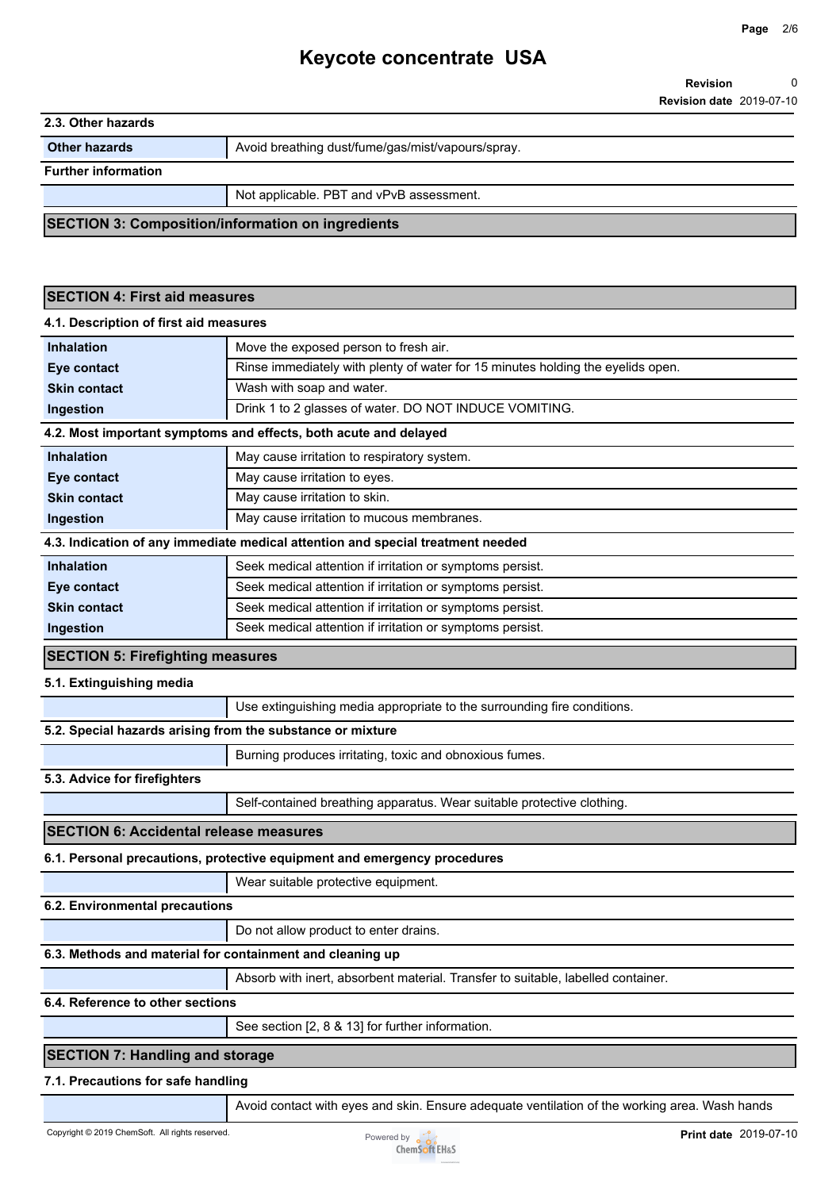### 2.3. Other hazards

| | |
|---|---|
| **Other hazards** | Avoid breathing dust/fume/gas/mist/vapours/spray. |

**Further information**

| | |
|---|---|
| | Not applicable. PBT and vPvB assessment. |

## SECTION 3: Composition/information on ingredients

## SECTION 4: First aid measures

### 4.1. Description of first aid measures

| | |
|---|---|
| **Inhalation** | Move the exposed person to fresh air. |
| **Eye contact** | Rinse immediately with plenty of water for 15 minutes holding the eyelids open. |
| **Skin contact** | Wash with soap and water. |
| **Ingestion** | Drink 1 to 2 glasses of water. DO NOT INDUCE VOMITING. |

### 4.2. Most important symptoms and effects, both acute and delayed

| | |
|---|---|
| **Inhalation** | May cause irritation to respiratory system. |
| **Eye contact** | May cause irritation to eyes. |
| **Skin contact** | May cause irritation to skin. |
| **Ingestion** | May cause irritation to mucous membranes. |

### 4.3. Indication of any immediate medical attention and special treatment needed

| | |
|---|---|
| **Inhalation** | Seek medical attention if irritation or symptoms persist. |
| **Eye contact** | Seek medical attention if irritation or symptoms persist. |
| **Skin contact** | Seek medical attention if irritation or symptoms persist. |
| **Ingestion** | Seek medical attention if irritation or symptoms persist. |

## SECTION 5: Firefighting measures

### 5.1. Extinguishing media

| | |
|---|---|
| | Use extinguishing media appropriate to the surrounding fire conditions. |

### 5.2. Special hazards arising from the substance or mixture

| | |
|---|---|
| | Burning produces irritating, toxic and obnoxious fumes. |

### 5.3. Advice for firefighters

| | |
|---|---|
| | Self-contained breathing apparatus. Wear suitable protective clothing. |

## SECTION 6: Accidental release measures

### 6.1. Personal precautions, protective equipment and emergency procedures

| | |
|---|---|
| | Wear suitable protective equipment. |

### 6.2. Environmental precautions

| | |
|---|---|
| | Do not allow product to enter drains. |

### 6.3. Methods and material for containment and cleaning up

| | |
|---|---|
| | Absorb with inert, absorbent material. Transfer to suitable, labelled container. |

### 6.4. Reference to other sections

| | |
|---|---|
| | See section [2, 8 & 13] for further information. |

## SECTION 7: Handling and storage

### 7.1. Precautions for safe handling

| | |
|---|---|
| | Avoid contact with eyes and skin. Ensure adequate ventilation of the working area. Wash hands |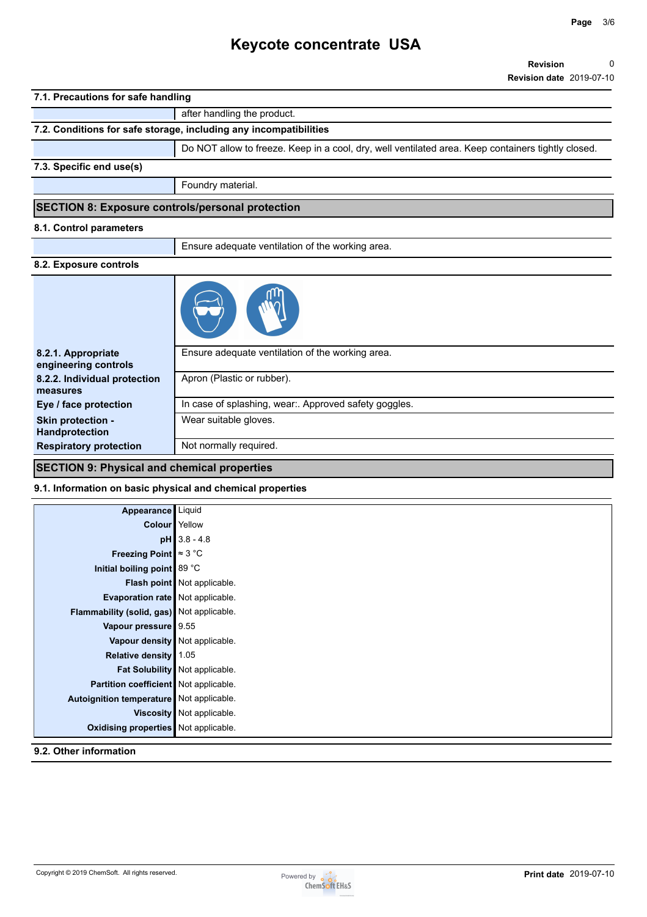# Keycote concentrate USA

**Revision** 0
**Revision date** 2019-07-10

### 7.1. Precautions for safe handling

| | |
|---|---|
| | after handling the product. |

### 7.2. Conditions for safe storage, including any incompatibilities

| | |
|---|---|
| | Do NOT allow to freeze. Keep in a cool, dry, well ventilated area. Keep containers tightly closed. |

### 7.3. Specific end use(s)

| | |
|---|---|
| | Foundry material. |

## SECTION 8: Exposure controls/personal protection

### 8.1. Control parameters

| | |
|---|---|
| | Ensure adequate ventilation of the working area. |

### 8.2. Exposure controls

| | |
|---|---|
| **8.2.1. Appropriate engineering controls** | Ensure adequate ventilation of the working area. |
| **8.2.2. Individual protection measures** | Apron (Plastic or rubber). |
| **Eye / face protection** | In case of splashing, wear:. Approved safety goggles. |
| **Skin protection - Handprotection** | Wear suitable gloves. |
| **Respiratory protection** | Not normally required. |

## SECTION 9: Physical and chemical properties

### 9.1. Information on basic physical and chemical properties

| | |
|---|---|
| **Appearance** | Liquid |
| **Colour** | Yellow |
| **pH** | 3.8 - 4.8 |
| **Freezing Point** | ≈ 3 °C |
| **Initial boiling point** | 89 °C |
| **Flash point** | Not applicable. |
| **Evaporation rate** | Not applicable. |
| **Flammability (solid, gas)** | Not applicable. |
| **Vapour pressure** | 9.55 |
| **Vapour density** | Not applicable. |
| **Relative density** | 1.05 |
| **Fat Solubility** | Not applicable. |
| **Partition coefficient** | Not applicable. |
| **Autoignition temperature** | Not applicable. |
| **Viscosity** | Not applicable. |
| **Oxidising properties** | Not applicable. |

### 9.2. Other information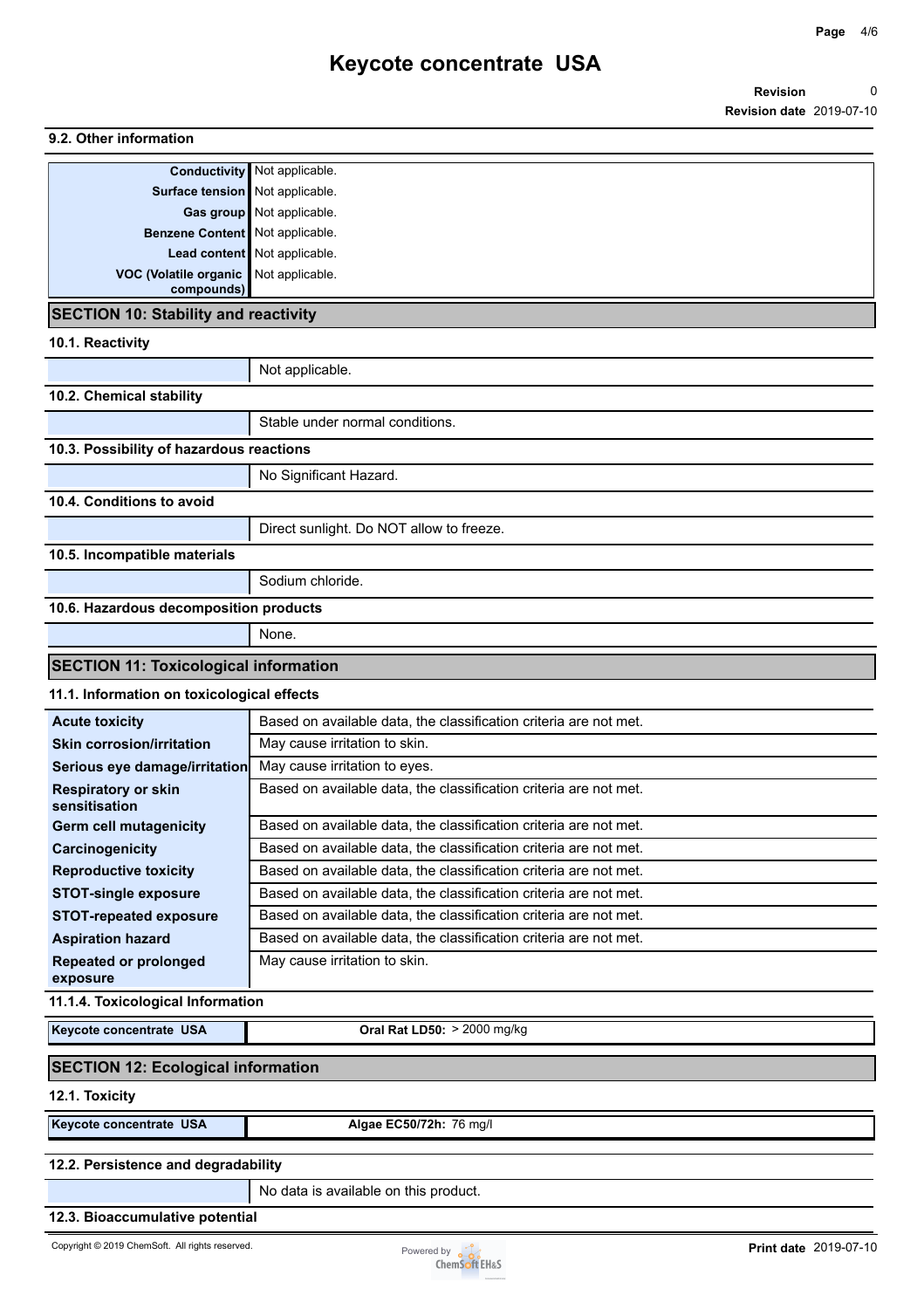### 9.2. Other information

| | |
|---|---|
| **Conductivity** | Not applicable. |
| **Surface tension** | Not applicable. |
| **Gas group** | Not applicable. |
| **Benzene Content** | Not applicable. |
| **Lead content** | Not applicable. |
| **VOC (Volatile organic compounds)** | Not applicable. |

## SECTION 10: Stability and reactivity

### 10.1. Reactivity

Not applicable.

### 10.2. Chemical stability

Stable under normal conditions.

### 10.3. Possibility of hazardous reactions

No Significant Hazard.

### 10.4. Conditions to avoid

Direct sunlight. Do NOT allow to freeze.

### 10.5. Incompatible materials

Sodium chloride.

### 10.6. Hazardous decomposition products

None.

## SECTION 11: Toxicological information

### 11.1. Information on toxicological effects

| | |
|---|---|
| **Acute toxicity** | Based on available data, the classification criteria are not met. |
| **Skin corrosion/irritation** | May cause irritation to skin. |
| **Serious eye damage/irritation** | May cause irritation to eyes. |
| **Respiratory or skin sensitisation** | Based on available data, the classification criteria are not met. |
| **Germ cell mutagenicity** | Based on available data, the classification criteria are not met. |
| **Carcinogenicity** | Based on available data, the classification criteria are not met. |
| **Reproductive toxicity** | Based on available data, the classification criteria are not met. |
| **STOT-single exposure** | Based on available data, the classification criteria are not met. |
| **STOT-repeated exposure** | Based on available data, the classification criteria are not met. |
| **Aspiration hazard** | Based on available data, the classification criteria are not met. |
| **Repeated or prolonged exposure** | May cause irritation to skin. |

### 11.1.4. Toxicological Information

| | |
|---|---|
| **Keycote concentrate USA** | **Oral Rat LD50:** > 2000 mg/kg |

## SECTION 12: Ecological information

### 12.1. Toxicity

| | |
|---|---|
| **Keycote concentrate USA** | **Algae EC50/72h:** 76 mg/l |

### 12.2. Persistence and degradability

No data is available on this product.

### 12.3. Bioaccumulative potential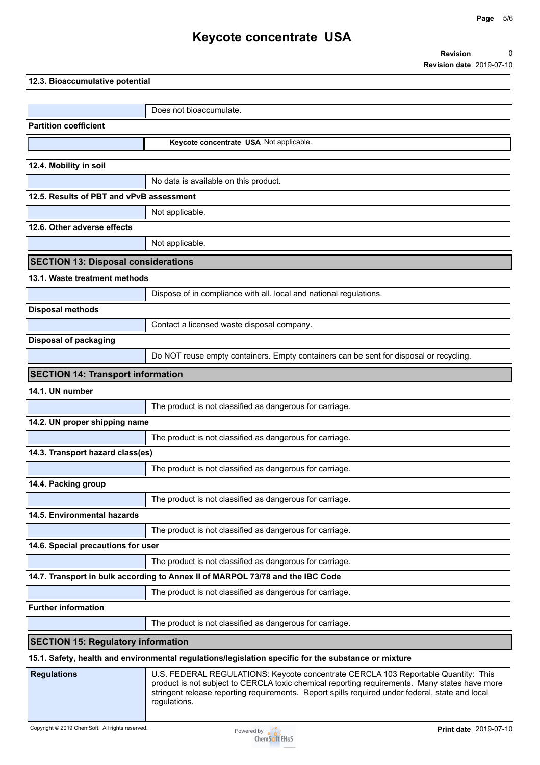#### 12.3. Bioaccumulative potential

| | |
|---|---|
| | Does not bioaccumulate. |

**Partition coefficient**

| | |
|---|---|
| | **Keycote concentrate USA** Not applicable. |

#### 12.4. Mobility in soil

| | |
|---|---|
| | No data is available on this product. |

#### 12.5. Results of PBT and vPvB assessment

| | |
|---|---|
| | Not applicable. |

#### 12.6. Other adverse effects

| | |
|---|---|
| | Not applicable. |

## SECTION 13: Disposal considerations

#### 13.1. Waste treatment methods

| | |
|---|---|
| | Dispose of in compliance with all. local and national regulations. |

**Disposal methods**

| | |
|---|---|
| | Contact a licensed waste disposal company. |

**Disposal of packaging**

| | |
|---|---|
| | Do NOT reuse empty containers. Empty containers can be sent for disposal or recycling. |

## SECTION 14: Transport information

#### 14.1. UN number

| | |
|---|---|
| | The product is not classified as dangerous for carriage. |

#### 14.2. UN proper shipping name

| | |
|---|---|
| | The product is not classified as dangerous for carriage. |

#### 14.3. Transport hazard class(es)

| | |
|---|---|
| | The product is not classified as dangerous for carriage. |

#### 14.4. Packing group

| | |
|---|---|
| | The product is not classified as dangerous for carriage. |

#### 14.5. Environmental hazards

| | |
|---|---|
| | The product is not classified as dangerous for carriage. |

#### 14.6. Special precautions for user

| | |
|---|---|
| | The product is not classified as dangerous for carriage. |

#### 14.7. Transport in bulk according to Annex II of MARPOL 73/78 and the IBC Code

| | |
|---|---|
| | The product is not classified as dangerous for carriage. |

**Further information**

| | |
|---|---|
| | The product is not classified as dangerous for carriage. |

## SECTION 15: Regulatory information

#### 15.1. Safety, health and environmental regulations/legislation specific for the substance or mixture

| | |
|---|---|
| **Regulations** | U.S. FEDERAL REGULATIONS: Keycote concentrate CERCLA 103 Reportable Quantity: This product is not subject to CERCLA toxic chemical reporting requirements. Many states have more stringent release reporting requirements. Report spills required under federal, state and local regulations. |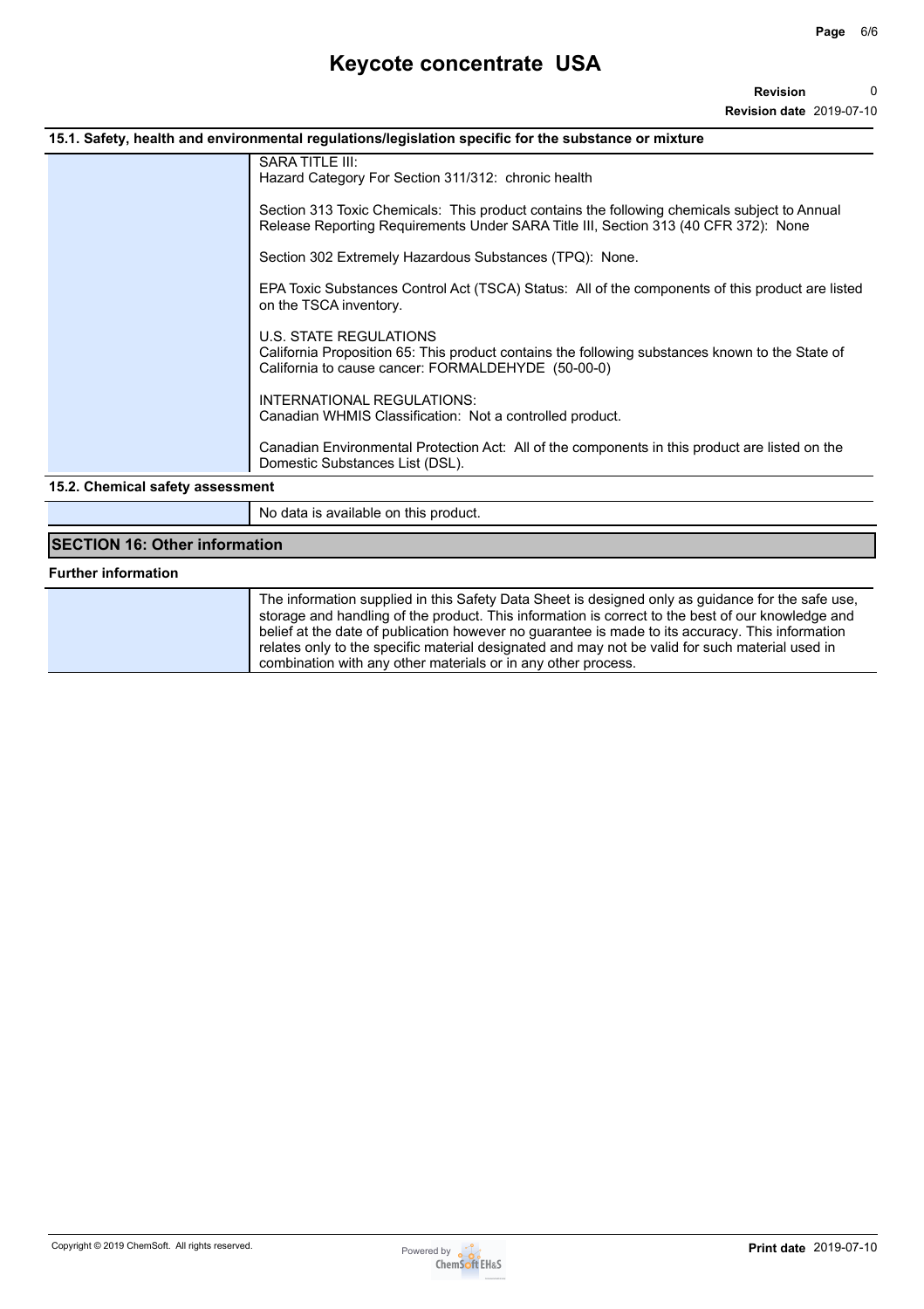#### 15.1. Safety, health and environmental regulations/legislation specific for the substance or mixture

SARA TITLE III:
Hazard Category For Section 311/312: chronic health

Section 313 Toxic Chemicals: This product contains the following chemicals subject to Annual Release Reporting Requirements Under SARA Title III, Section 313 (40 CFR 372): None

Section 302 Extremely Hazardous Substances (TPQ): None.

EPA Toxic Substances Control Act (TSCA) Status: All of the components of this product are listed on the TSCA inventory.

U.S. STATE REGULATIONS
California Proposition 65: This product contains the following substances known to the State of California to cause cancer: FORMALDEHYDE (50-00-0)

INTERNATIONAL REGULATIONS:
Canadian WHMIS Classification: Not a controlled product.

Canadian Environmental Protection Act: All of the components in this product are listed on the Domestic Substances List (DSL).

#### 15.2. Chemical safety assessment

No data is available on this product.

## SECTION 16: Other information

#### Further information

The information supplied in this Safety Data Sheet is designed only as guidance for the safe use, storage and handling of the product. This information is correct to the best of our knowledge and belief at the date of publication however no guarantee is made to its accuracy. This information relates only to the specific material designated and may not be valid for such material used in combination with any other materials or in any other process.